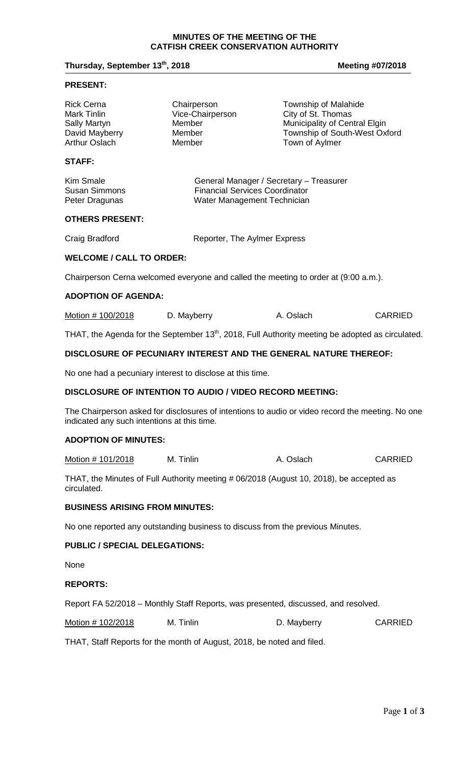# MINUTES OF THE MEETING OF THE CATFISH CREEK CONSERVATION AUTHORITY

**Thursday, September 13th, 2018** **Meeting #07/2018**

## PRESENT:

| | | |
|---|---|---|
| Rick Cerna | Chairperson | Township of Malahide |
| Mark Tinlin | Vice-Chairperson | City of St. Thomas |
| Sally Martyn | Member | Municipality of Central Elgin |
| David Mayberry | Member | Township of South-West Oxford |
| Arthur Oslach | Member | Town of Aylmer |

## STAFF:

| | |
|---|---|
| Kim Smale | General Manager / Secretary – Treasurer |
| Susan Simmons | Financial Services Coordinator |
| Peter Dragunas | Water Management Technician |

## OTHERS PRESENT:

| | |
|---|---|
| Craig Bradford | Reporter, The Aylmer Express |

## WELCOME / CALL TO ORDER:

Chairperson Cerna welcomed everyone and called the meeting to order at (9:00 a.m.).

## ADOPTION OF AGENDA:

| | | | |
|---|---|---|---|
| Motion # 100/2018 | D. Mayberry | A. Oslach | CARRIED |

THAT, the Agenda for the September 13th, 2018, Full Authority meeting be adopted as circulated.

## DISCLOSURE OF PECUNIARY INTEREST AND THE GENERAL NATURE THEREOF:

No one had a pecuniary interest to disclose at this time.

## DISCLOSURE OF INTENTION TO AUDIO / VIDEO RECORD MEETING:

The Chairperson asked for disclosures of intentions to audio or video record the meeting. No one indicated any such intentions at this time.

## ADOPTION OF MINUTES:

| | | | |
|---|---|---|---|
| Motion # 101/2018 | M. Tinlin | A. Oslach | CARRIED |

THAT, the Minutes of Full Authority meeting # 06/2018 (August 10, 2018), be accepted as circulated.

## BUSINESS ARISING FROM MINUTES:

No one reported any outstanding business to discuss from the previous Minutes.

## PUBLIC / SPECIAL DELEGATIONS:

None

## REPORTS:

Report FA 52/2018 – Monthly Staff Reports, was presented, discussed, and resolved.

| | | | |
|---|---|---|---|
| Motion # 102/2018 | M. Tinlin | D. Mayberry | CARRIED |

THAT, Staff Reports for the month of August, 2018, be noted and filed.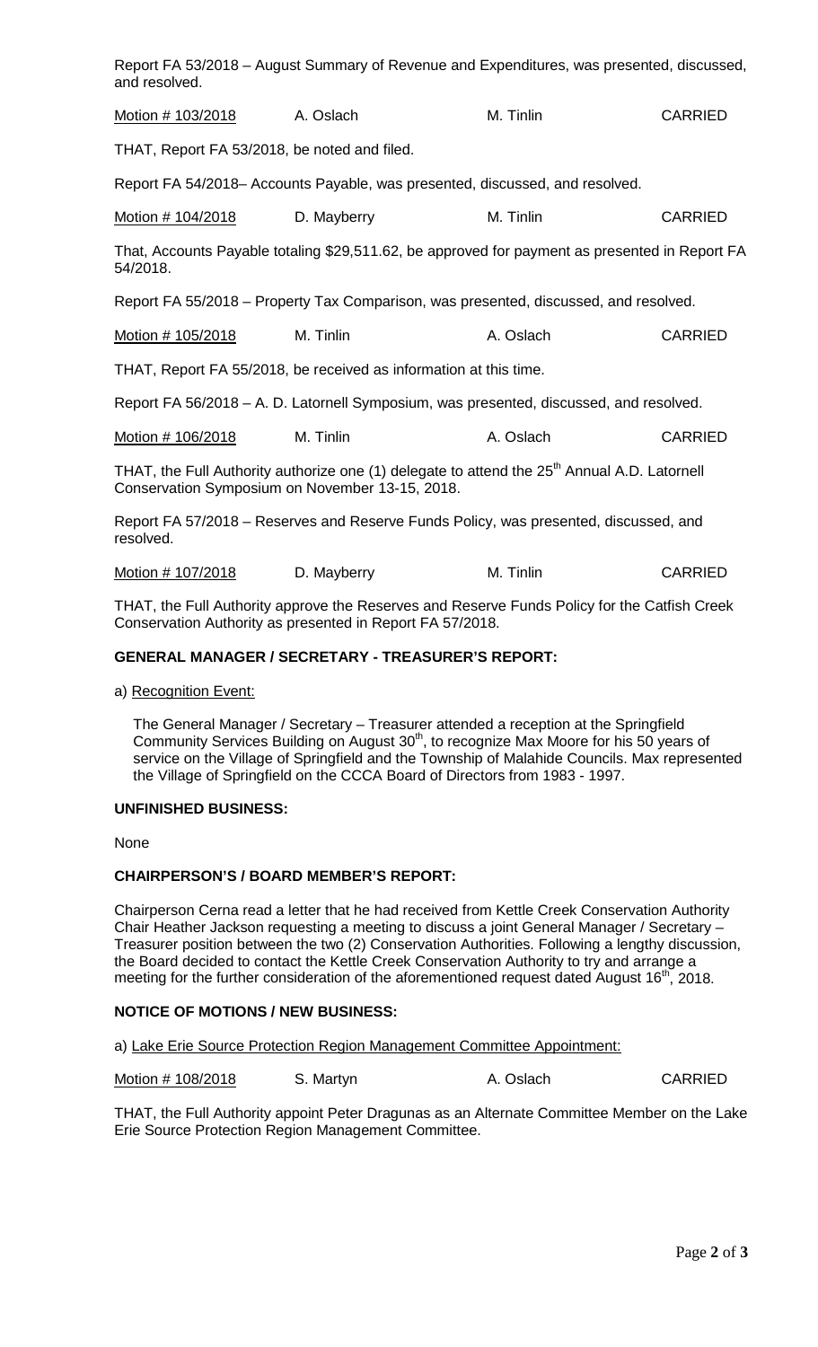Report FA 53/2018 – August Summary of Revenue and Expenditures, was presented, discussed, and resolved.

| Motion # 103/2018 | A. Oslach | M. Tinlin | CARRIED |
|---|---|---|---|

THAT, Report FA 53/2018, be noted and filed.

Report FA 54/2018– Accounts Payable, was presented, discussed, and resolved.

| Motion # 104/2018 | D. Mayberry | M. Tinlin | CARRIED |
|---|---|---|---|

That, Accounts Payable totaling $29,511.62, be approved for payment as presented in Report FA 54/2018.

Report FA 55/2018 – Property Tax Comparison, was presented, discussed, and resolved.

| Motion # 105/2018 | M. Tinlin | A. Oslach | CARRIED |
|---|---|---|---|

THAT, Report FA 55/2018, be received as information at this time.

Report FA 56/2018 – A. D. Latornell Symposium, was presented, discussed, and resolved.

| Motion # 106/2018 | M. Tinlin | A. Oslach | CARRIED |
|---|---|---|---|

THAT, the Full Authority authorize one (1) delegate to attend the 25th Annual A.D. Latornell Conservation Symposium on November 13-15, 2018.

Report FA 57/2018 – Reserves and Reserve Funds Policy, was presented, discussed, and resolved.

| Motion # 107/2018 | D. Mayberry | M. Tinlin | CARRIED |
|---|---|---|---|

THAT, the Full Authority approve the Reserves and Reserve Funds Policy for the Catfish Creek Conservation Authority as presented in Report FA 57/2018.

## GENERAL MANAGER / SECRETARY - TREASURER'S REPORT:

a) Recognition Event:

The General Manager / Secretary – Treasurer attended a reception at the Springfield Community Services Building on August 30th, to recognize Max Moore for his 50 years of service on the Village of Springfield and the Township of Malahide Councils. Max represented the Village of Springfield on the CCCA Board of Directors from 1983 - 1997.

## UNFINISHED BUSINESS:

None

## CHAIRPERSON'S / BOARD MEMBER'S REPORT:

Chairperson Cerna read a letter that he had received from Kettle Creek Conservation Authority Chair Heather Jackson requesting a meeting to discuss a joint General Manager / Secretary – Treasurer position between the two (2) Conservation Authorities. Following a lengthy discussion, the Board decided to contact the Kettle Creek Conservation Authority to try and arrange a meeting for the further consideration of the aforementioned request dated August 16th, 2018.

## NOTICE OF MOTIONS / NEW BUSINESS:

a) Lake Erie Source Protection Region Management Committee Appointment:

| Motion # 108/2018 | S. Martyn | A. Oslach | CARRIED |
|---|---|---|---|

THAT, the Full Authority appoint Peter Dragunas as an Alternate Committee Member on the Lake Erie Source Protection Region Management Committee.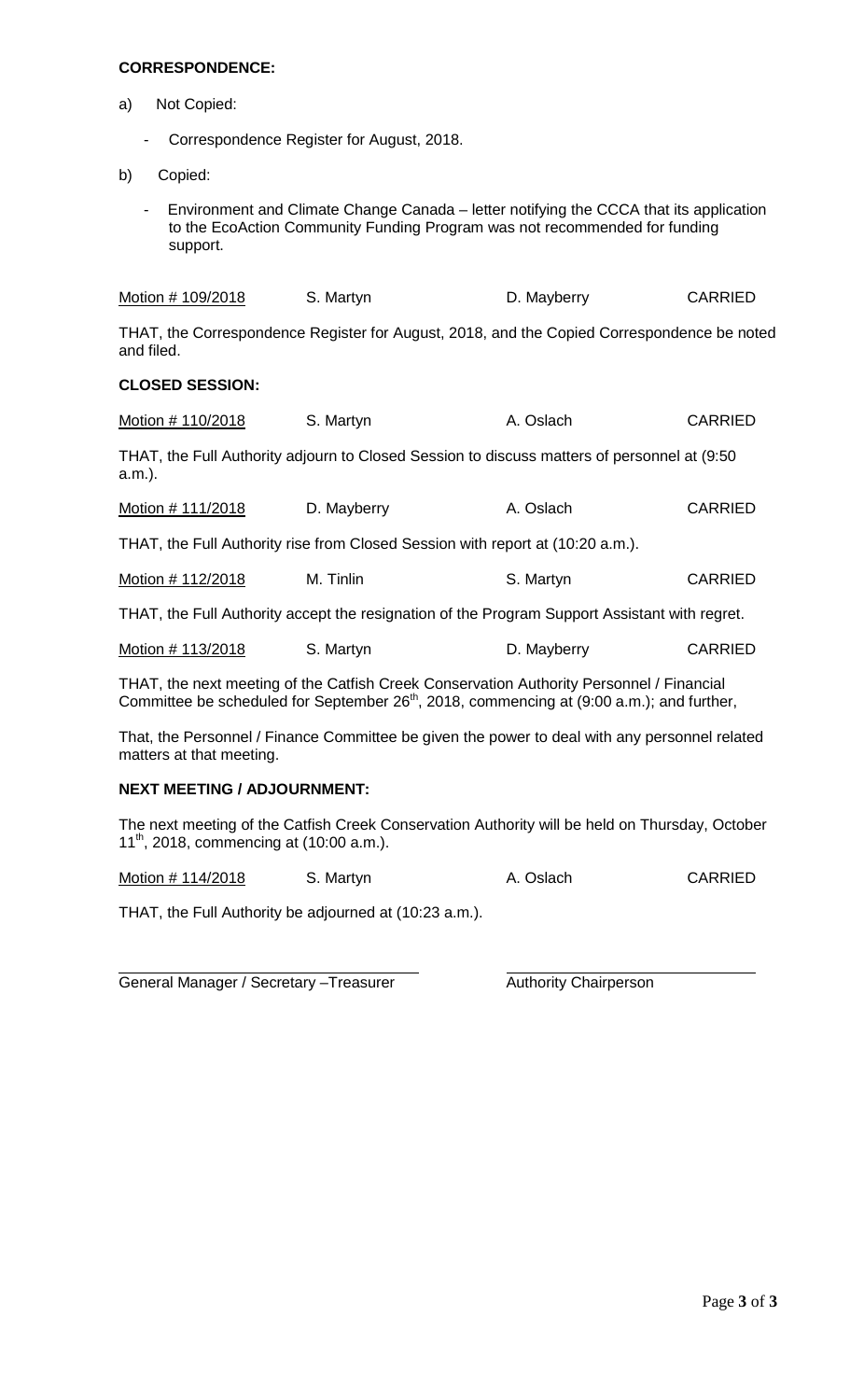**CORRESPONDENCE:**

a) Not Copied:

- Correspondence Register for August, 2018.

b) Copied:

- Environment and Climate Change Canada – letter notifying the CCCA that its application to the EcoAction Community Funding Program was not recommended for funding support.

| | | | |
|---|---|---|---|
| Motion # 109/2018 | S. Martyn | D. Mayberry | CARRIED |

THAT, the Correspondence Register for August, 2018, and the Copied Correspondence be noted and filed.

**CLOSED SESSION:**

| | | | |
|---|---|---|---|
| Motion # 110/2018 | S. Martyn | A. Oslach | CARRIED |

THAT, the Full Authority adjourn to Closed Session to discuss matters of personnel at (9:50 a.m.).

| | | | |
|---|---|---|---|
| Motion # 111/2018 | D. Mayberry | A. Oslach | CARRIED |

THAT, the Full Authority rise from Closed Session with report at (10:20 a.m.).

| | | | |
|---|---|---|---|
| Motion # 112/2018 | M. Tinlin | S. Martyn | CARRIED |

THAT, the Full Authority accept the resignation of the Program Support Assistant with regret.

| | | | |
|---|---|---|---|
| Motion # 113/2018 | S. Martyn | D. Mayberry | CARRIED |

THAT, the next meeting of the Catfish Creek Conservation Authority Personnel / Financial Committee be scheduled for September 26th, 2018, commencing at (9:00 a.m.); and further,

That, the Personnel / Finance Committee be given the power to deal with any personnel related matters at that meeting.

**NEXT MEETING / ADJOURNMENT:**

The next meeting of the Catfish Creek Conservation Authority will be held on Thursday, October 11th, 2018, commencing at (10:00 a.m.).

| | | | |
|---|---|---|---|
| Motion # 114/2018 | S. Martyn | A. Oslach | CARRIED |

THAT, the Full Authority be adjourned at (10:23 a.m.).

General Manager / Secretary –Treasurer

Authority Chairperson